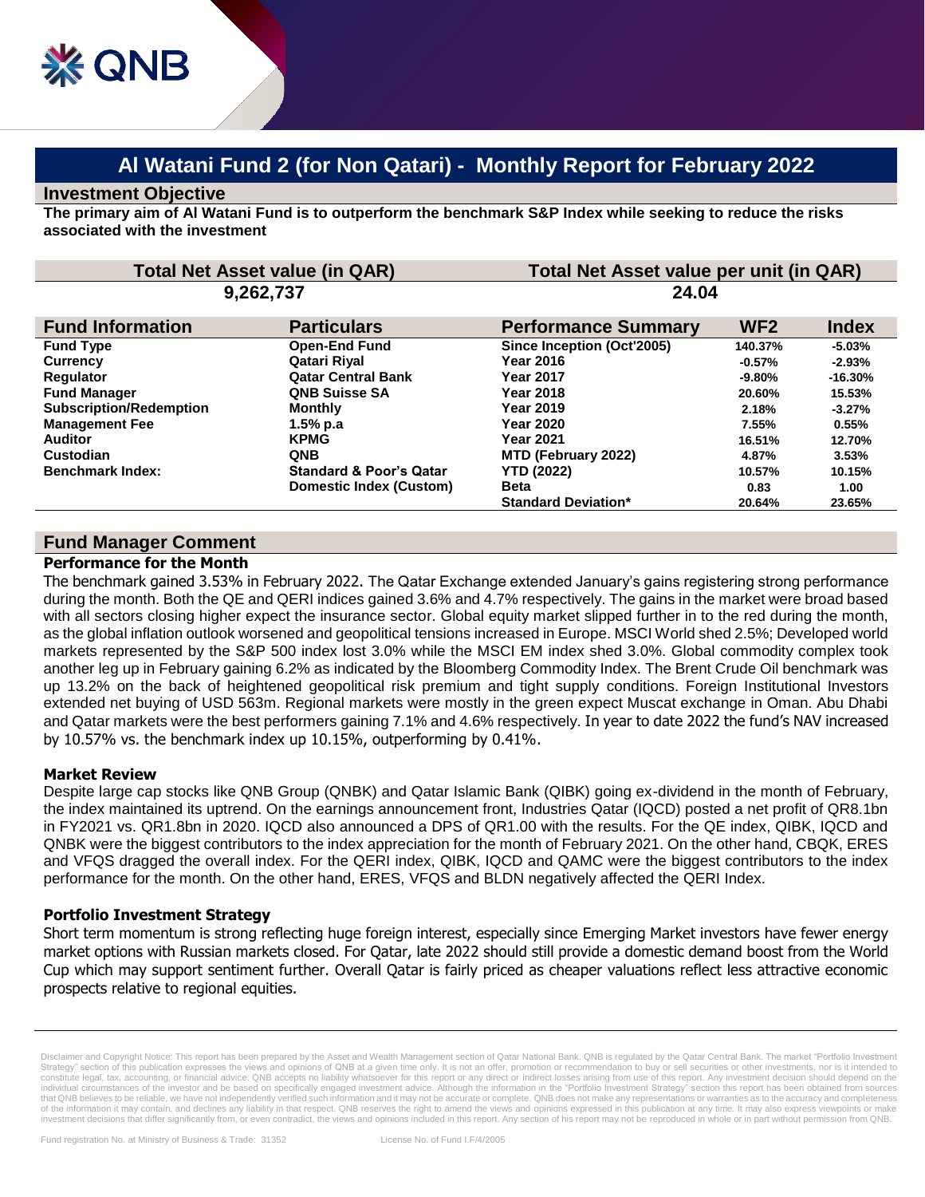# Al Watani Fund 2 (for Non Qatari) - Monthly Report for February 2022

## Investment Objective

**The primary aim of Al Watani Fund is to outperform the benchmark S&P Index while seeking to reduce the risks associated with the investment**

| Total Net Asset value (in QAR) | Total Net Asset value per unit (in QAR) |
|---|---|
| 9,262,737 | 24.04 |

| Fund Information | Particulars | Performance Summary | WF2 | Index |
|---|---|---|---|---|
| Fund Type | Open-End Fund | Since Inception (Oct'2005) | 140.37% | -5.03% |
| Currency | Qatari Riyal | Year 2016 | -0.57% | -2.93% |
| Regulator | Qatar Central Bank | Year 2017 | -9.80% | -16.30% |
| Fund Manager | QNB Suisse SA | Year 2018 | 20.60% | 15.53% |
| Subscription/Redemption | Monthly | Year 2019 | 2.18% | -3.27% |
| Management Fee | 1.5% p.a | Year 2020 | 7.55% | 0.55% |
| Auditor | KPMG | Year 2021 | 16.51% | 12.70% |
| Custodian | QNB | MTD (February 2022) | 4.87% | 3.53% |
| Benchmark Index: | Standard & Poor's Qatar Domestic Index (Custom) | YTD (2022) | 10.57% | 10.15% |
| | | Beta | 0.83 | 1.00 |
| | | Standard Deviation* | 20.64% | 23.65% |

## Fund Manager Comment

### Performance for the Month

The benchmark gained 3.53% in February 2022. The Qatar Exchange extended January's gains registering strong performance during the month. Both the QE and QERI indices gained 3.6% and 4.7% respectively. The gains in the market were broad based with all sectors closing higher expect the insurance sector. Global equity market slipped further in to the red during the month, as the global inflation outlook worsened and geopolitical tensions increased in Europe. MSCI World shed 2.5%; Developed world markets represented by the S&P 500 index lost 3.0% while the MSCI EM index shed 3.0%. Global commodity complex took another leg up in February gaining 6.2% as indicated by the Bloomberg Commodity Index. The Brent Crude Oil benchmark was up 13.2% on the back of heightened geopolitical risk premium and tight supply conditions. Foreign Institutional Investors extended net buying of USD 563m. Regional markets were mostly in the green expect Muscat exchange in Oman. Abu Dhabi and Qatar markets were the best performers gaining 7.1% and 4.6% respectively. In year to date 2022 the fund's NAV increased by 10.57% vs. the benchmark index up 10.15%, outperforming by 0.41%.

### Market Review

Despite large cap stocks like QNB Group (QNBK) and Qatar Islamic Bank (QIBK) going ex-dividend in the month of February, the index maintained its uptrend. On the earnings announcement front, Industries Qatar (IQCD) posted a net profit of QR8.1bn in FY2021 vs. QR1.8bn in 2020. IQCD also announced a DPS of QR1.00 with the results. For the QE index, QIBK, IQCD and QNBK were the biggest contributors to the index appreciation for the month of February 2021. On the other hand, CBQK, ERES and VFQS dragged the overall index. For the QERI index, QIBK, IQCD and QAMC were the biggest contributors to the index performance for the month. On the other hand, ERES, VFQS and BLDN negatively affected the QERI Index.

### Portfolio Investment Strategy

Short term momentum is strong reflecting huge foreign interest, especially since Emerging Market investors have fewer energy market options with Russian markets closed. For Qatar, late 2022 should still provide a domestic demand boost from the World Cup which may support sentiment further. Overall Qatar is fairly priced as cheaper valuations reflect less attractive economic prospects relative to regional equities.

---

Disclaimer and Copyright Notice: This report has been prepared by the Asset and Wealth Management section of Qatar National Bank. QNB is regulated by the Qatar Central Bank. The market "Portfolio Investment Strategy" section of this publication expresses the views and opinions of QNB at a given time only. It is not an offer, promotion or recommendation to buy or sell securities or other investments, nor is it intended to constitute legal, tax, accounting, or financial advice. QNB accepts no liability whatsoever for this report or any direct or indirect losses arising from use of this report. Any investment decision should depend on the individual circumstances of the investor and be based on specifically engaged investment advice. Although the information in the "Portfolio Investment Strategy" section this report has been obtained from sources that QNB believes to be reliable, we have not independently verified such information and it may not be accurate or complete. QNB does not make any representations or warranties as to the accuracy and completeness of the information it may contain, and declines any liability in that respect. QNB reserves the right to amend the views and opinions expressed in this publication at any time. It may also express viewpoints or make investment decisions that differ significantly from, or even contradict, the views and opinions included in this report. Any section of his report may not be reproduced in whole or in part without permission from QNB.

Fund registration No. at Ministry of Business & Trade: 31352 License No. of Fund I.F/4/2005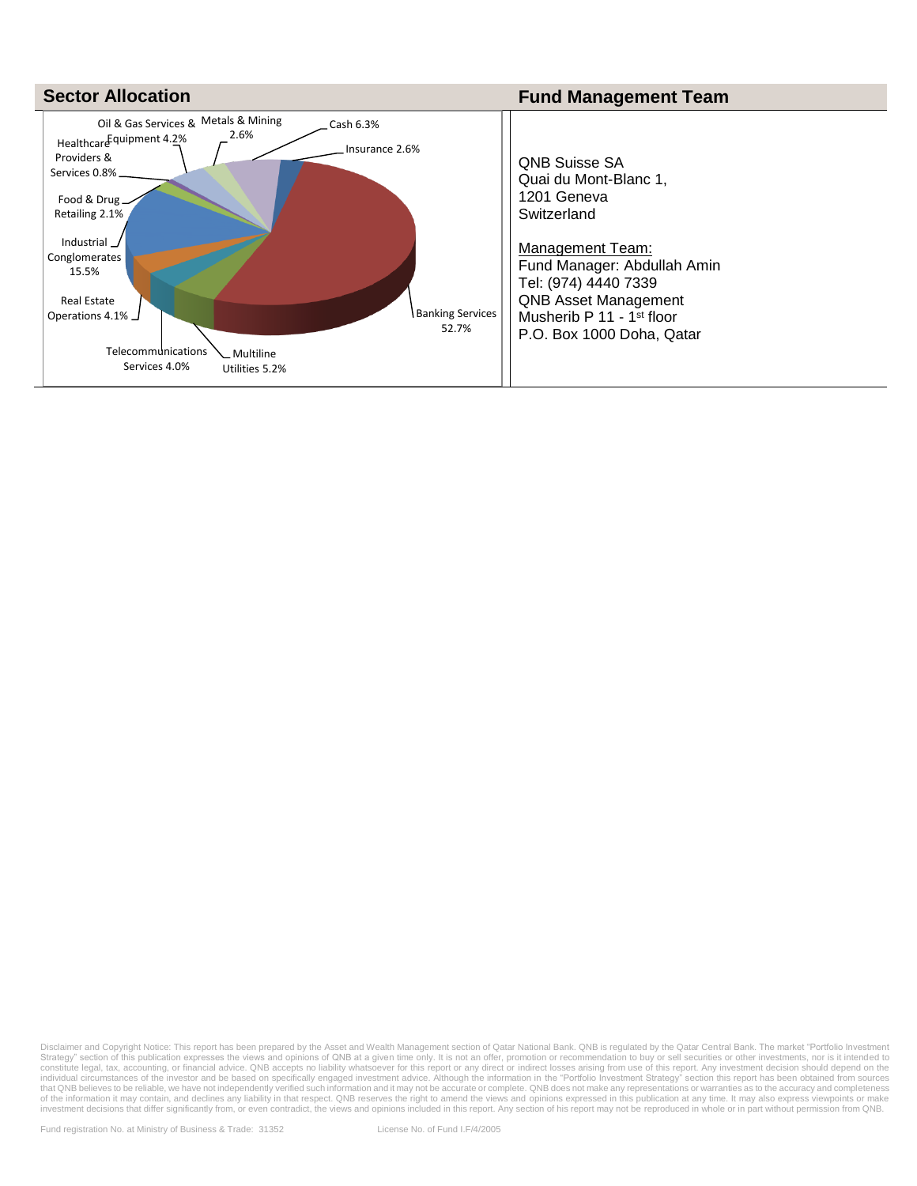## Sector Allocation

Oil & Gas Services & Equipment 4.2%

Metals & Mining 2.6%

Cash 6.3%

Insurance 2.6%

Healthcare Providers & Services 0.8%

Food & Drug Retailing 2.1%

Industrial Conglomerates 15.5%

Real Estate Operations 4.1%

Telecommunications Services 4.0%

Multiline Utilities 5.2%

Banking Services 52.7%

## Fund Management Team

QNB Suisse SA
Quai du Mont-Blanc 1,
1201 Geneva
Switzerland

Management Team:
Fund Manager: Abdullah Amin
Tel: (974) 4440 7339
QNB Asset Management
Musherib P 11 - 1st floor
P.O. Box 1000 Doha, Qatar

Disclaimer and Copyright Notice: This report has been prepared by the Asset and Wealth Management section of Qatar National Bank. QNB is regulated by the Qatar Central Bank. The market "Portfolio Investment Strategy" section of this publication expresses the views and opinions of QNB at a given time only. It is not an offer, promotion or recommendation to buy or sell securities or other investments, nor is it intended to constitute legal, tax, accounting, or financial advice. QNB accepts no liability whatsoever for this report or any direct or indirect losses arising from use of this report. Any investment decision should depend on the individual circumstances of the investor and be based on specifically engaged investment advice. Although the information in the "Portfolio Investment Strategy" section this report has been obtained from sources that QNB believes to be reliable, we have not independently verified such information and it may not be accurate or complete. QNB does not make any representations or warranties as to the accuracy and completeness of the information it may contain, and declines any liability in that respect. QNB reserves the right to amend the views and opinions expressed in this publication at any time. It may also express viewpoints or make investment decisions that differ significantly from, or even contradict, the views and opinions included in this report. Any section of his report may not be reproduced in whole or in part without permission from QNB.

Fund registration No. at Ministry of Business & Trade: 31352

License No. of Fund I.F/4/2005